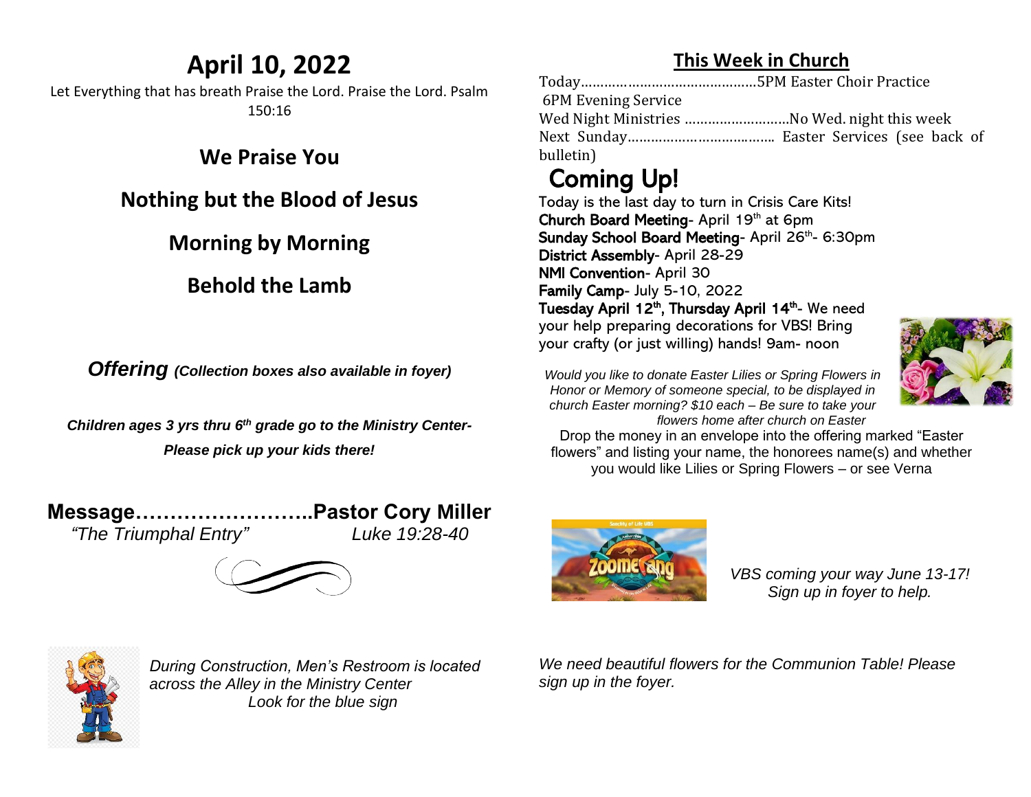# April 10, 2022

Let Everything that has breath Praise the Lord. Praise the Lord. Psalm 150:16

## We Praise You

## Nothing but the Blood of Jesus

## Morning by Morning

## Behold the Lamb

***Offering** (Collection boxes also available in foyer)*

***Children ages 3 yrs thru 6th grade go to the Ministry Center- Please pick up your kids there!***

**Message……………………..Pastor Cory Miller**

*"The Triumphal Entry"* *Luke 19:28-40*

*During Construction, Men's Restroom is located across the Alley in the Ministry Center*
*Look for the blue sign*

## This Week in Church

Today……………………………………..5PM Easter Choir Practice
6PM Evening Service
Wed Night Ministries ………………………No Wed. night this week
Next Sunday……………………………….. Easter Services (see back of bulletin)

## Coming Up!

Today is the last day to turn in Crisis Care Kits!
**Church Board Meeting**- April 19th at 6pm
**Sunday School Board Meeting**- April 26th- 6:30pm
**District Assembly**- April 28-29
**NMI Convention**- April 30
**Family Camp**- July 5-10, 2022
**Tuesday April 12th, Thursday April 14th**- We need your help preparing decorations for VBS! Bring your crafty (or just willing) hands! 9am- noon

*Would you like to donate Easter Lilies or Spring Flowers in Honor or Memory of someone special, to be displayed in church Easter morning? $10 each – Be sure to take your flowers home after church on Easter*

Drop the money in an envelope into the offering marked "Easter flowers" and listing your name, the honorees name(s) and whether you would like Lilies or Spring Flowers – or see Verna

*VBS coming your way June 13-17! Sign up in foyer to help.*

*We need beautiful flowers for the Communion Table! Please sign up in the foyer.*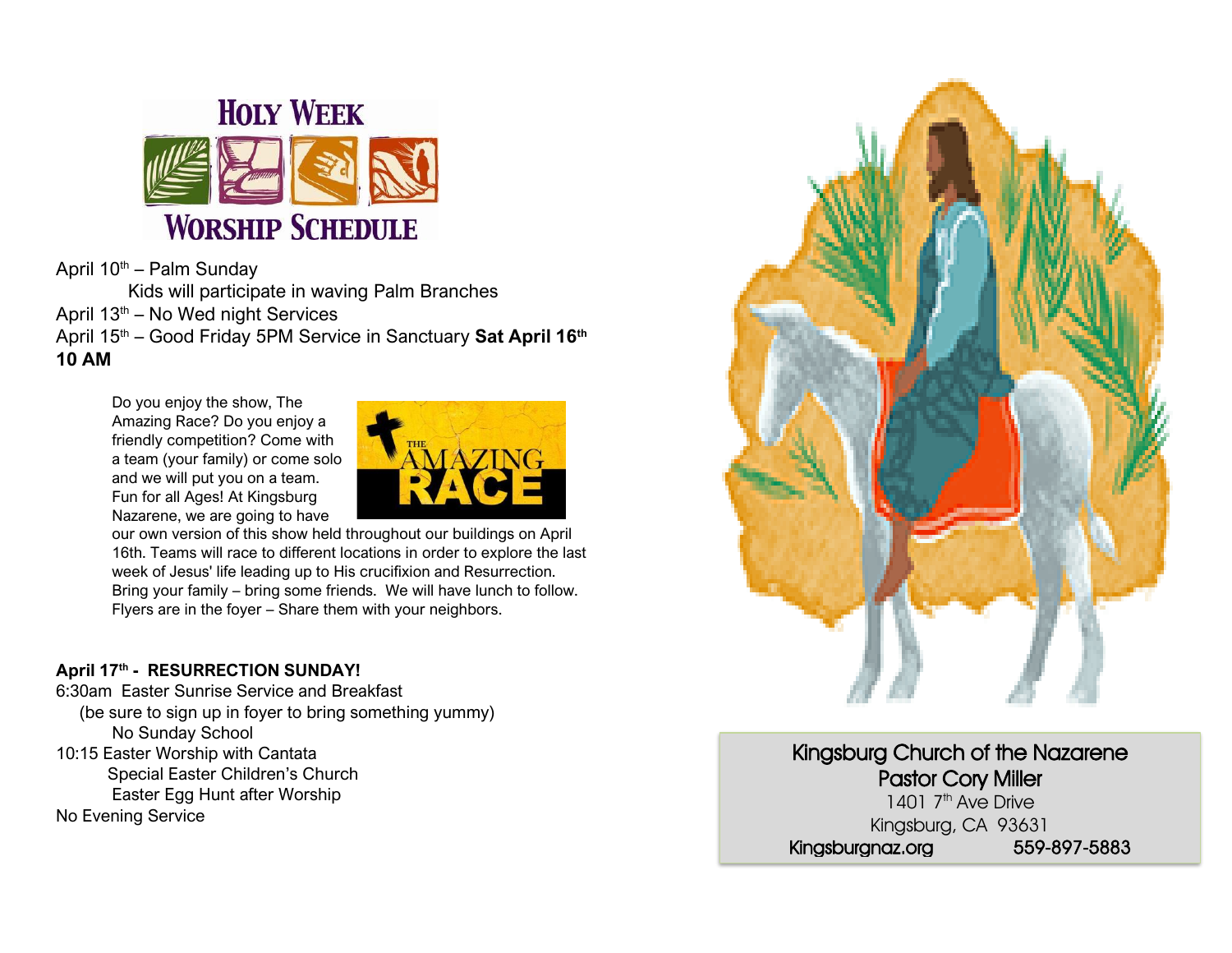# Holy Week Worship Schedule

April 10th – Palm Sunday

Kids will participate in waving Palm Branches

April 13th – No Wed night Services

April 15th – Good Friday 5PM Service in Sanctuary **Sat April 16th 10 AM**

Do you enjoy the show, The Amazing Race? Do you enjoy a friendly competition? Come with a team (your family) or come solo and we will put you on a team. Fun for all Ages! At Kingsburg Nazarene, we are going to have our own version of this show held throughout our buildings on April 16th. Teams will race to different locations in order to explore the last week of Jesus' life leading up to His crucifixion and Resurrection. Bring your family – bring some friends. We will have lunch to follow. Flyers are in the foyer – Share them with your neighbors.

THE AMAZING RACE

**April 17th - RESURRECTION SUNDAY!**

6:30am Easter Sunrise Service and Breakfast

(be sure to sign up in foyer to bring something yummy)

No Sunday School

10:15 Easter Worship with Cantata

Special Easter Children's Church

Easter Egg Hunt after Worship

No Evening Service

Kingsburg Church of the Nazarene
Pastor Cory Miller
1401 7th Ave Drive
Kingsburg, CA 93631
Kingsburgnaz.org 559-897-5883